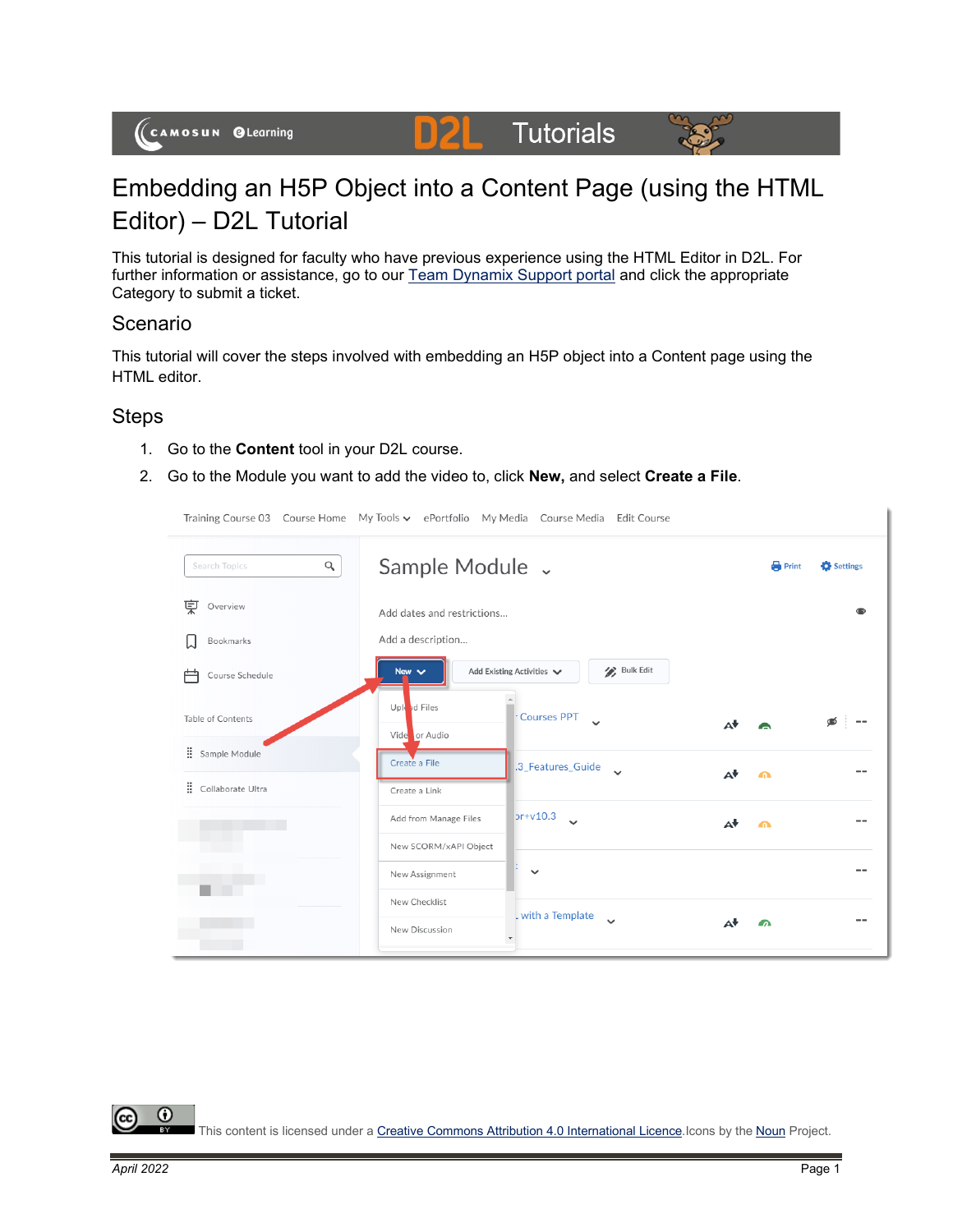# Embedding an H5P Object into a Content Page (using the HTML Editor) – D2L Tutorial

This tutorial is designed for faculty who have previous experience using the HTML Editor in D2L. For further information or assistance, go to our Team Dynamix Support portal and click the appropriate Category to submit a ticket.

## Scenario

This tutorial will cover the steps involved with embedding an H5P object into a Content page using the HTML editor.

## Steps

1. Go to the **Content** tool in your D2L course.
2. Go to the Module you want to add the video to, click **New,** and select **Create a File**.

This content is licensed under a Creative Commons Attribution 4.0 International Licence. Icons by the Noun Project.

April 2022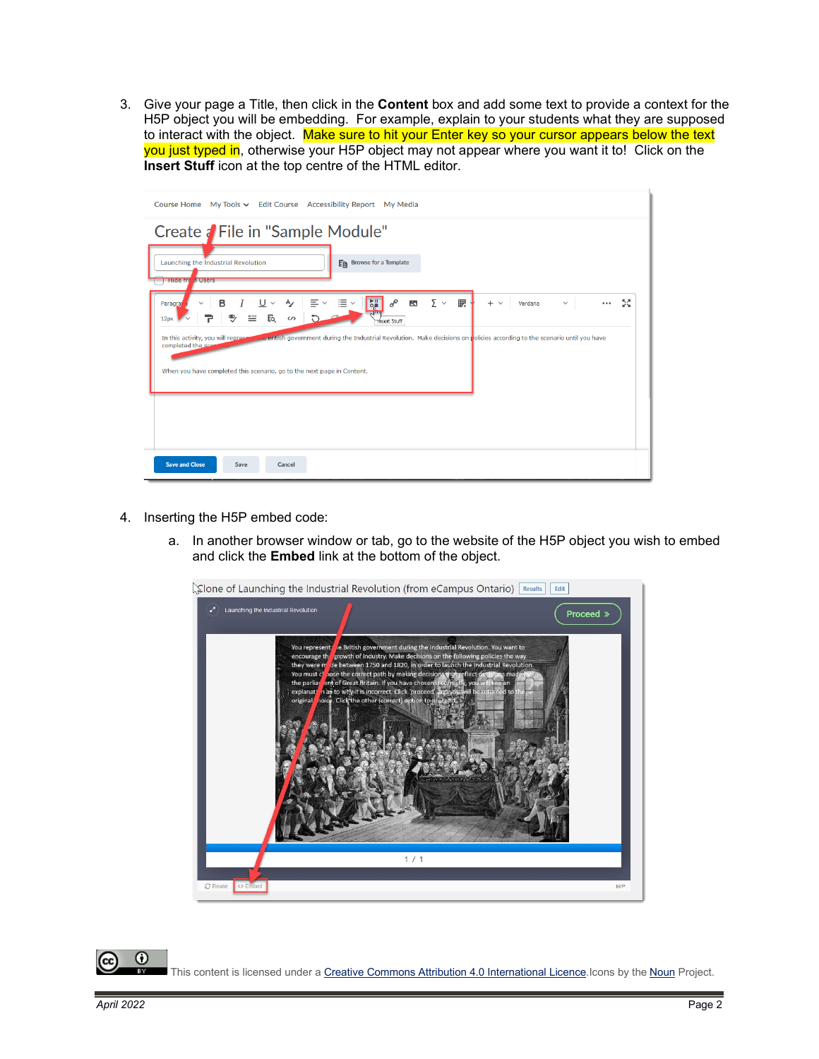3. Give your page a Title, then click in the **Content** box and add some text to provide a context for the H5P object you will be embedding. For example, explain to your students what they are supposed to interact with the object. Make sure to hit your Enter key so your cursor appears below the text you just typed in, otherwise your H5P object may not appear where you want it to! Click on the **Insert Stuff** icon at the top centre of the HTML editor.

4. Inserting the H5P embed code:

   a. In another browser window or tab, go to the website of the H5P object you wish to embed and click the **Embed** link at the bottom of the object.

This content is licensed under a Creative Commons Attribution 4.0 International Licence. Icons by the Noun Project.

*April 2022*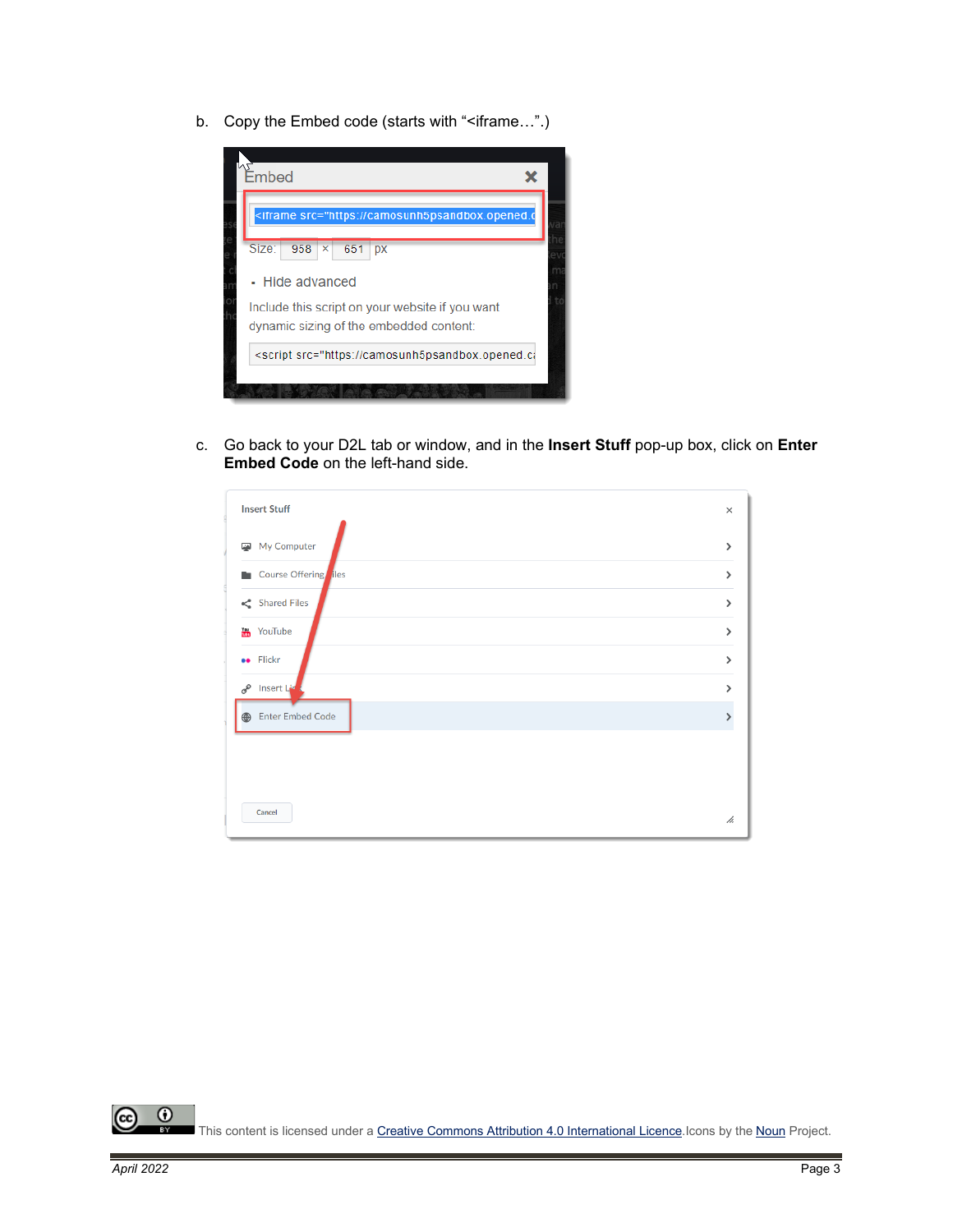b. Copy the Embed code (starts with “<iframe…”.)

c. Go back to your D2L tab or window, and in the **Insert Stuff** pop-up box, click on **Enter Embed Code** on the left-hand side.

This content is licensed under a Creative Commons Attribution 4.0 International Licence. Icons by the Noun Project.

*April 2022*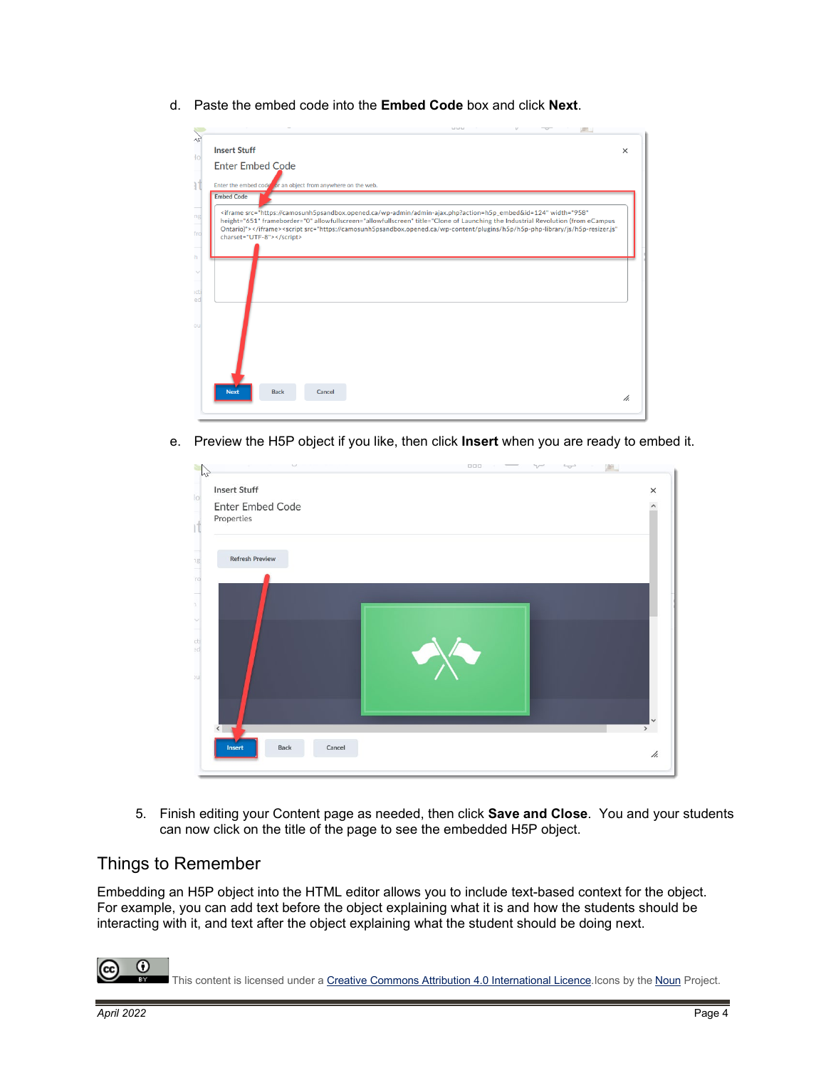d. Paste the embed code into the **Embed Code** box and click **Next**.

e. Preview the H5P object if you like, then click **Insert** when you are ready to embed it.

5. Finish editing your Content page as needed, then click **Save and Close**. You and your students can now click on the title of the page to see the embedded H5P object.

## Things to Remember

Embedding an H5P object into the HTML editor allows you to include text-based context for the object. For example, you can add text before the object explaining what it is and how the students should be interacting with it, and text after the object explaining what the student should be doing next.

This content is licensed under a Creative Commons Attribution 4.0 International Licence. Icons by the Noun Project.

April 2022